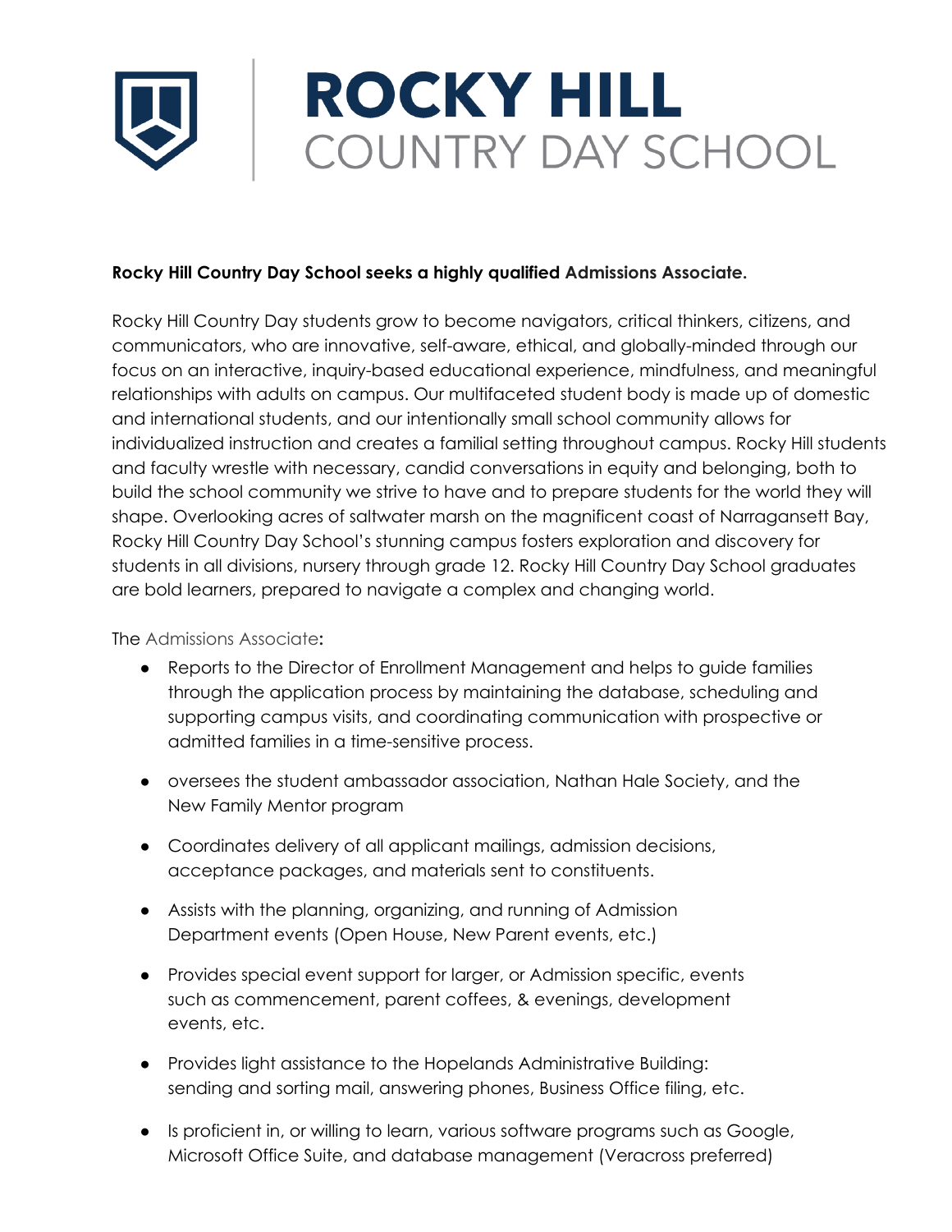# ROCKY HILL COUNTRY DAY SCHOOL

**Rocky Hill Country Day School seeks a highly qualified Admissions Associate.**

Rocky Hill Country Day students grow to become navigators, critical thinkers, citizens, and communicators, who are innovative, self-aware, ethical, and globally-minded through our focus on an interactive, inquiry-based educational experience, mindfulness, and meaningful relationships with adults on campus. Our multifaceted student body is made up of domestic and international students, and our intentionally small school community allows for individualized instruction and creates a familial setting throughout campus. Rocky Hill students and faculty wrestle with necessary, candid conversations in equity and belonging, both to build the school community we strive to have and to prepare students for the world they will shape. Overlooking acres of saltwater marsh on the magnificent coast of Narragansett Bay, Rocky Hill Country Day School's stunning campus fosters exploration and discovery for students in all divisions, nursery through grade 12. Rocky Hill Country Day School graduates are bold learners, prepared to navigate a complex and changing world.

The Admissions Associate:

- Reports to the Director of Enrollment Management and helps to guide families through the application process by maintaining the database, scheduling and supporting campus visits, and coordinating communication with prospective or admitted families in a time-sensitive process.
- oversees the student ambassador association, Nathan Hale Society, and the New Family Mentor program
- Coordinates delivery of all applicant mailings, admission decisions, acceptance packages, and materials sent to constituents.
- Assists with the planning, organizing, and running of Admission Department events (Open House, New Parent events, etc.)
- Provides special event support for larger, or Admission specific, events such as commencement, parent coffees, & evenings, development events, etc.
- Provides light assistance to the Hopelands Administrative Building: sending and sorting mail, answering phones, Business Office filing, etc.
- Is proficient in, or willing to learn, various software programs such as Google, Microsoft Office Suite, and database management (Veracross preferred)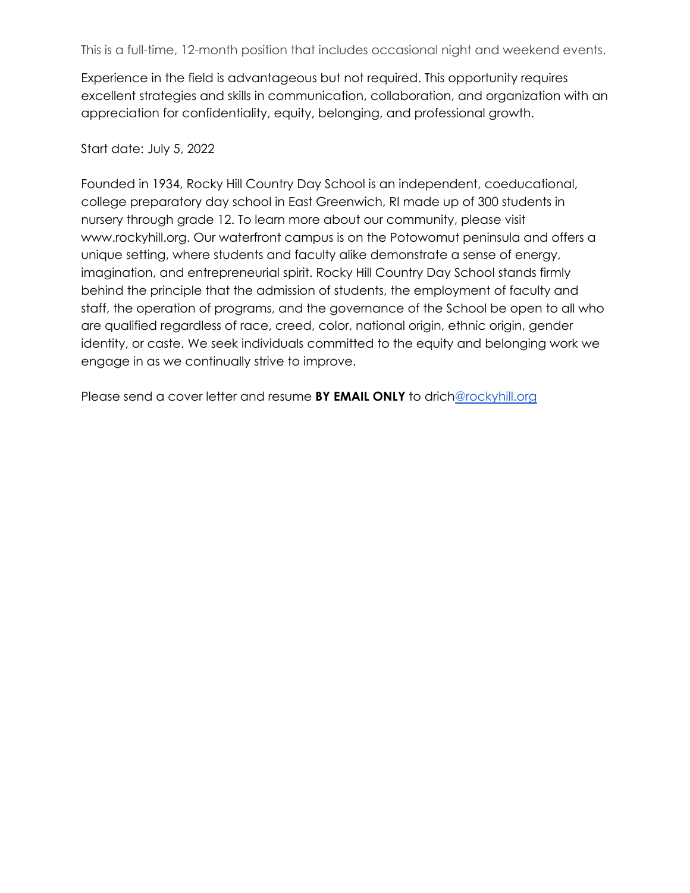This is a full-time, 12-month position that includes occasional night and weekend events.

Experience in the field is advantageous but not required. This opportunity requires excellent strategies and skills in communication, collaboration, and organization with an appreciation for confidentiality, equity, belonging, and professional growth.

Start date: July 5, 2022

Founded in 1934, Rocky Hill Country Day School is an independent, coeducational, college preparatory day school in East Greenwich, RI made up of 300 students in nursery through grade 12. To learn more about our community, please visit www.rockyhill.org. Our waterfront campus is on the Potowomut peninsula and offers a unique setting, where students and faculty alike demonstrate a sense of energy, imagination, and entrepreneurial spirit. Rocky Hill Country Day School stands firmly behind the principle that the admission of students, the employment of faculty and staff, the operation of programs, and the governance of the School be open to all who are qualified regardless of race, creed, color, national origin, ethnic origin, gender identity, or caste. We seek individuals committed to the equity and belonging work we engage in as we continually strive to improve.

Please send a cover letter and resume **BY EMAIL ONLY** to drich@rockyhill.org